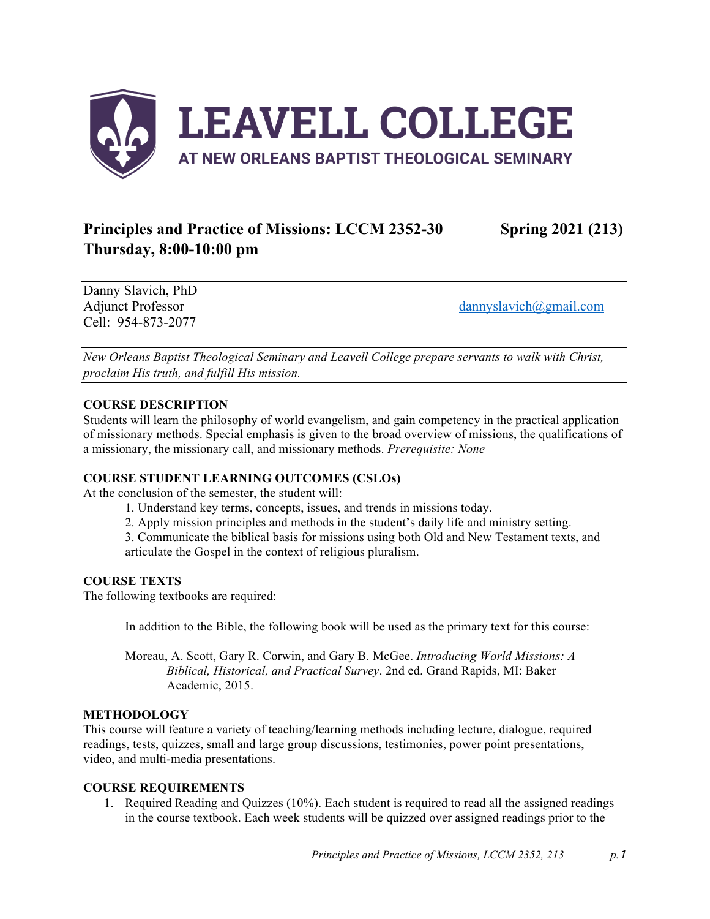# LEAVELL COLLEGE

AT NEW ORLEANS BAPTIST THEOLOGICAL SEMINARY

## Principles and Practice of Missions: LCCM 2352-30 Spring 2021 (213)
## Thursday, 8:00-10:00 pm

Danny Slavich, PhD
Adjunct Professor
Cell: 954-873-2077

dannyslavich@gmail.com

*New Orleans Baptist Theological Seminary and Leavell College prepare servants to walk with Christ, proclaim His truth, and fulfill His mission.*

**COURSE DESCRIPTION**

Students will learn the philosophy of world evangelism, and gain competency in the practical application of missionary methods. Special emphasis is given to the broad overview of missions, the qualifications of a missionary, the missionary call, and missionary methods. *Prerequisite: None*

**COURSE STUDENT LEARNING OUTCOMES (CSLOs)**

At the conclusion of the semester, the student will:

1. Understand key terms, concepts, issues, and trends in missions today.
2. Apply mission principles and methods in the student's daily life and ministry setting.
3. Communicate the biblical basis for missions using both Old and New Testament texts, and articulate the Gospel in the context of religious pluralism.

**COURSE TEXTS**

The following textbooks are required:

In addition to the Bible, the following book will be used as the primary text for this course:

Moreau, A. Scott, Gary R. Corwin, and Gary B. McGee. *Introducing World Missions: A Biblical, Historical, and Practical Survey*. 2nd ed. Grand Rapids, MI: Baker Academic, 2015.

**METHODOLOGY**

This course will feature a variety of teaching/learning methods including lecture, dialogue, required readings, tests, quizzes, small and large group discussions, testimonies, power point presentations, video, and multi-media presentations.

**COURSE REQUIREMENTS**

1. Required Reading and Quizzes (10%). Each student is required to read all the assigned readings in the course textbook. Each week students will be quizzed over assigned readings prior to the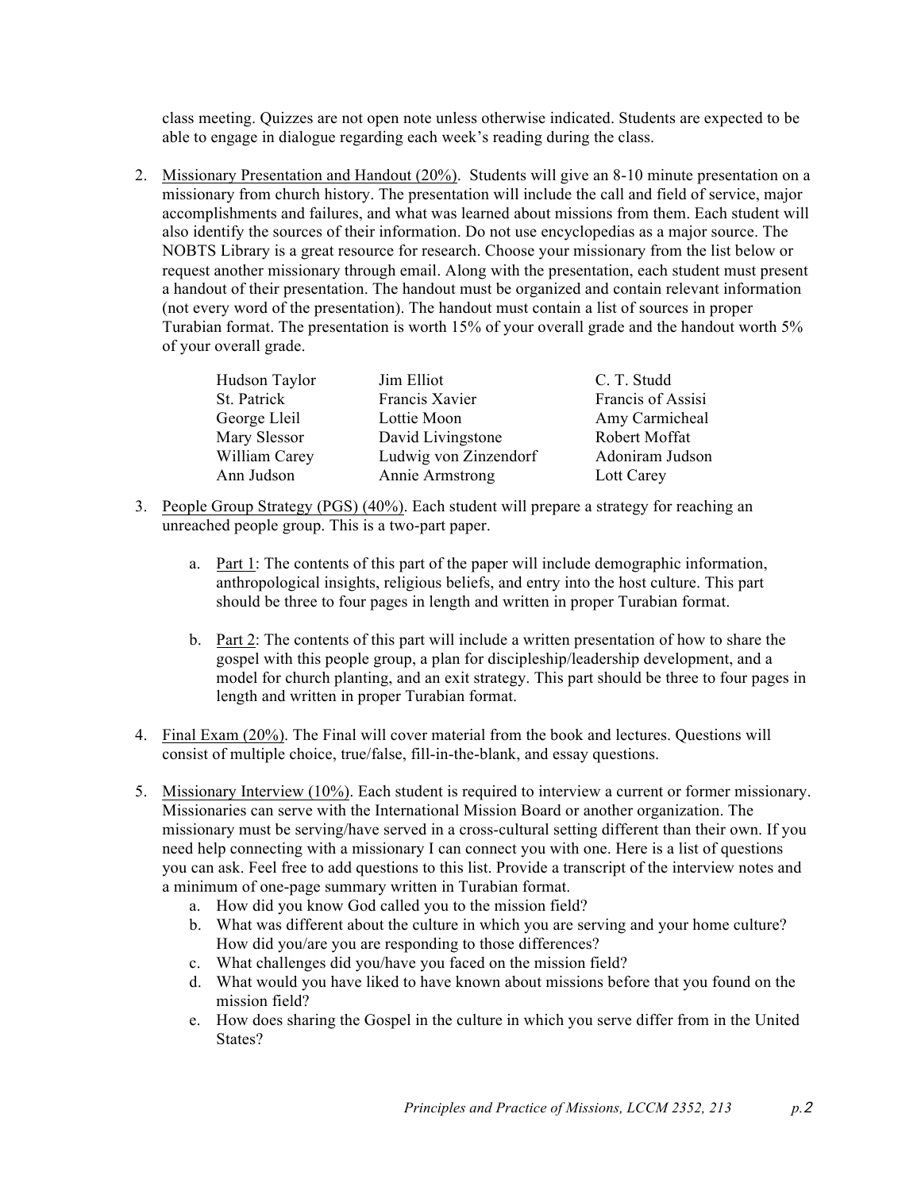class meeting. Quizzes are not open note unless otherwise indicated. Students are expected to be able to engage in dialogue regarding each week's reading during the class.

2. Missionary Presentation and Handout (20%). Students will give an 8-10 minute presentation on a missionary from church history. The presentation will include the call and field of service, major accomplishments and failures, and what was learned about missions from them. Each student will also identify the sources of their information. Do not use encyclopedias as a major source. The NOBTS Library is a great resource for research. Choose your missionary from the list below or request another missionary through email. Along with the presentation, each student must present a handout of their presentation. The handout must be organized and contain relevant information (not every word of the presentation). The handout must contain a list of sources in proper Turabian format. The presentation is worth 15% of your overall grade and the handout worth 5% of your overall grade.

| | | |
|---|---|---|
| Hudson Taylor | Jim Elliot | C. T. Studd |
| St. Patrick | Francis Xavier | Francis of Assisi |
| George Lleil | Lottie Moon | Amy Carmicheal |
| Mary Slessor | David Livingstone | Robert Moffat |
| William Carey | Ludwig von Zinzendorf | Adoniram Judson |
| Ann Judson | Annie Armstrong | Lott Carey |

3. People Group Strategy (PGS) (40%). Each student will prepare a strategy for reaching an unreached people group. This is a two-part paper.

   a. Part 1: The contents of this part of the paper will include demographic information, anthropological insights, religious beliefs, and entry into the host culture. This part should be three to four pages in length and written in proper Turabian format.

   b. Part 2: The contents of this part will include a written presentation of how to share the gospel with this people group, a plan for discipleship/leadership development, and a model for church planting, and an exit strategy. This part should be three to four pages in length and written in proper Turabian format.

4. Final Exam (20%). The Final will cover material from the book and lectures. Questions will consist of multiple choice, true/false, fill-in-the-blank, and essay questions.

5. Missionary Interview (10%). Each student is required to interview a current or former missionary. Missionaries can serve with the International Mission Board or another organization. The missionary must be serving/have served in a cross-cultural setting different than their own. If you need help connecting with a missionary I can connect you with one. Here is a list of questions you can ask. Feel free to add questions to this list. Provide a transcript of the interview notes and a minimum of one-page summary written in Turabian format.
   a. How did you know God called you to the mission field?
   b. What was different about the culture in which you are serving and your home culture? How did you/are you are responding to those differences?
   c. What challenges did you/have you faced on the mission field?
   d. What would you have liked to have known about missions before that you found on the mission field?
   e. How does sharing the Gospel in the culture in which you serve differ from in the United States?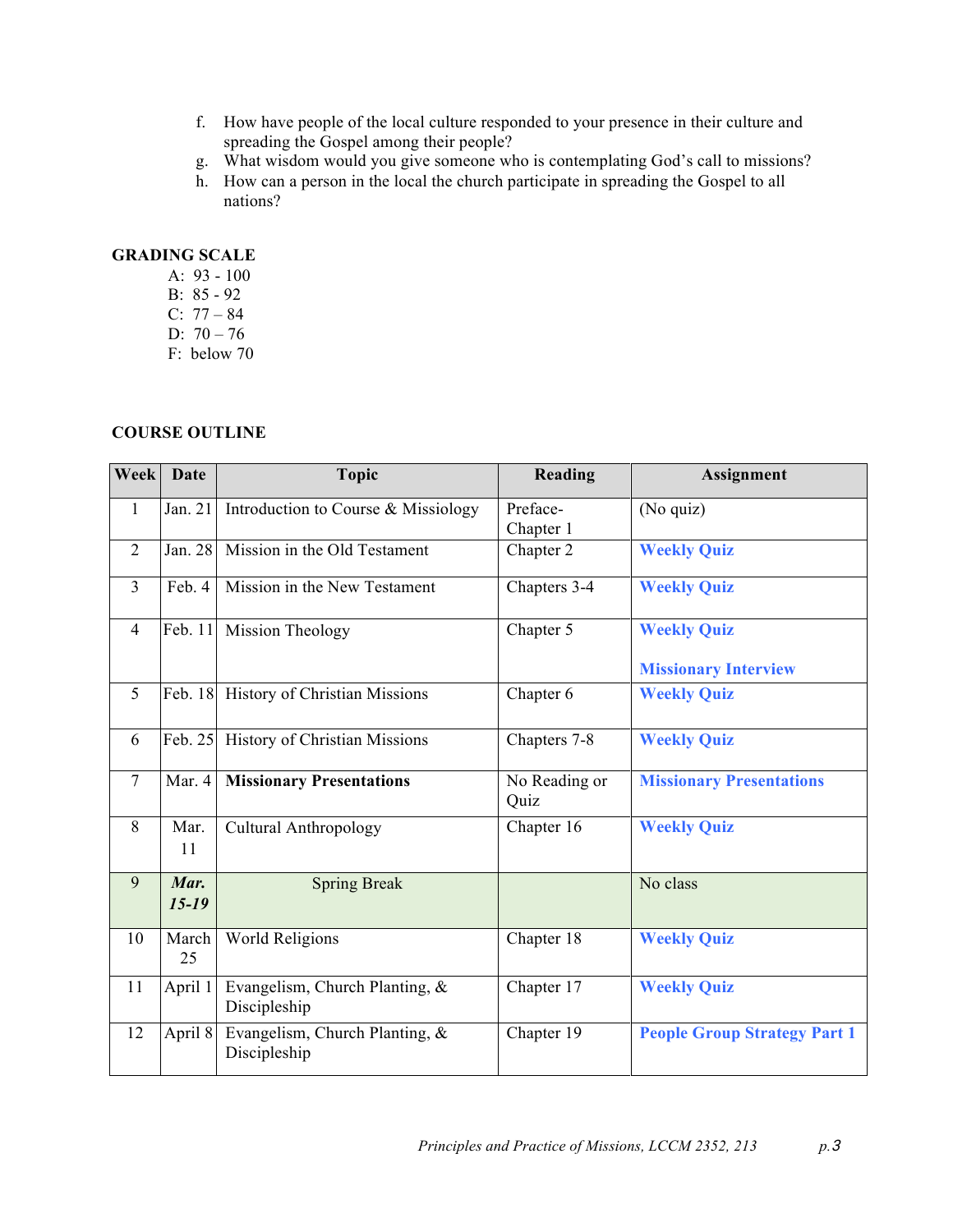f. How have people of the local culture responded to your presence in their culture and spreading the Gospel among their people?
g. What wisdom would you give someone who is contemplating God's call to missions?
h. How can a person in the local the church participate in spreading the Gospel to all nations?

**GRADING SCALE**

A: 93 - 100
B: 85 - 92
C: 77 – 84
D: 70 – 76
F: below 70

**COURSE OUTLINE**

| Week | Date | Topic | Reading | Assignment |
|---|---|---|---|---|
| 1 | Jan. 21 | Introduction to Course & Missiology | Preface-Chapter 1 | (No quiz) |
| 2 | Jan. 28 | Mission in the Old Testament | Chapter 2 | **Weekly Quiz** |
| 3 | Feb. 4 | Mission in the New Testament | Chapters 3-4 | **Weekly Quiz** |
| 4 | Feb. 11 | Mission Theology | Chapter 5 | **Weekly Quiz**<br><br>**Missionary Interview** |
| 5 | Feb. 18 | History of Christian Missions | Chapter 6 | **Weekly Quiz** |
| 6 | Feb. 25 | History of Christian Missions | Chapters 7-8 | **Weekly Quiz** |
| 7 | Mar. 4 | **Missionary Presentations** | No Reading or Quiz | **Missionary Presentations** |
| 8 | Mar. 11 | Cultural Anthropology | Chapter 16 | **Weekly Quiz** |
| 9 | ***Mar. 15-19*** | Spring Break | | No class |
| 10 | March 25 | World Religions | Chapter 18 | **Weekly Quiz** |
| 11 | April 1 | Evangelism, Church Planting, & Discipleship | Chapter 17 | **Weekly Quiz** |
| 12 | April 8 | Evangelism, Church Planting, & Discipleship | Chapter 19 | **People Group Strategy Part 1** |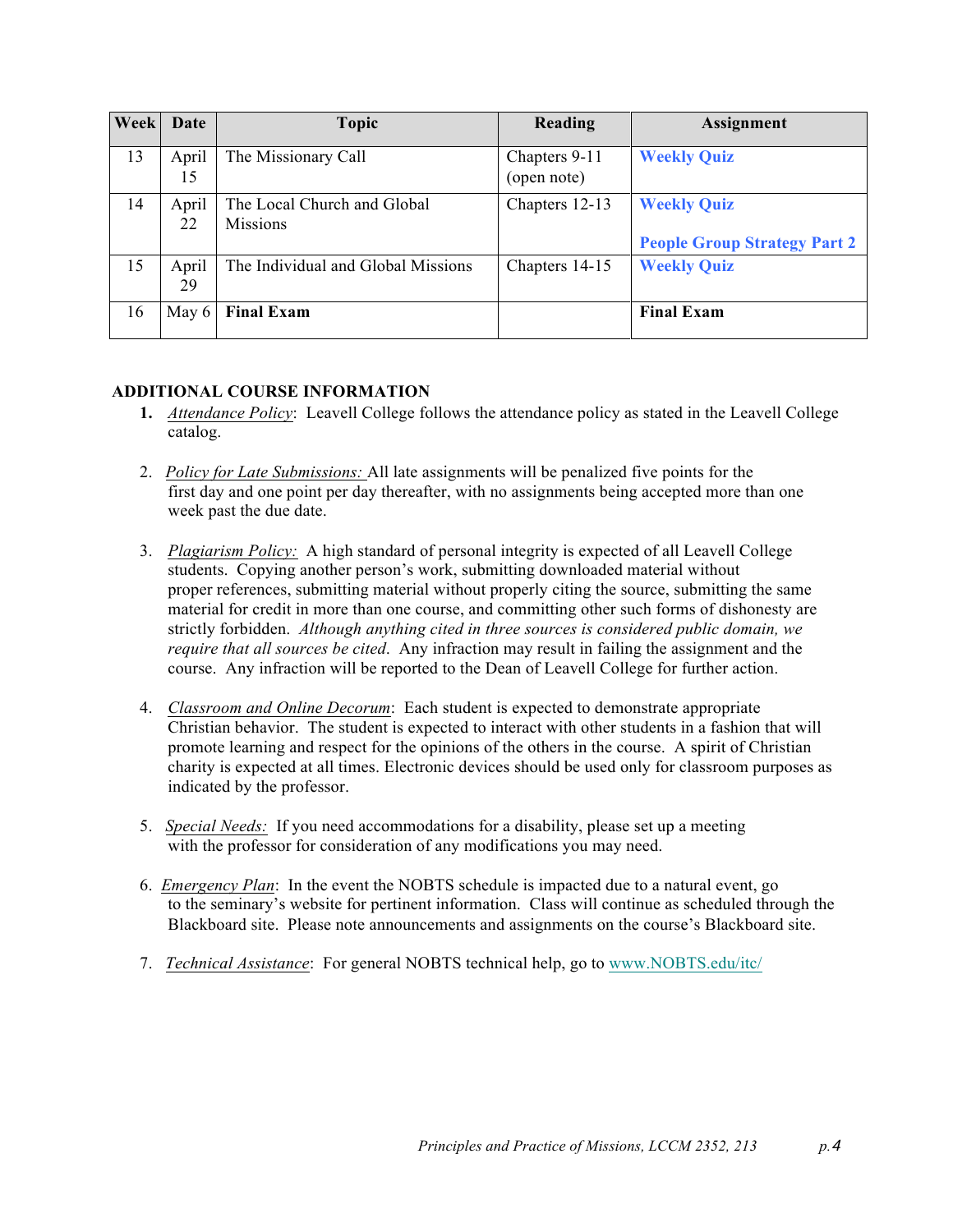| Week | Date | Topic | Reading | Assignment |
|---|---|---|---|---|
| 13 | April 15 | The Missionary Call | Chapters 9-11 (open note) | **Weekly Quiz** |
| 14 | April 22 | The Local Church and Global Missions | Chapters 12-13 | **Weekly Quiz**<br><br>**People Group Strategy Part 2** |
| 15 | April 29 | The Individual and Global Missions | Chapters 14-15 | **Weekly Quiz** |
| 16 | May 6 | **Final Exam** | | **Final Exam** |

**ADDITIONAL COURSE INFORMATION**

1. Attendance Policy: Leavell College follows the attendance policy as stated in the Leavell College catalog.

2. Policy for Late Submissions: All late assignments will be penalized five points for the first day and one point per day thereafter, with no assignments being accepted more than one week past the due date.

3. Plagiarism Policy: A high standard of personal integrity is expected of all Leavell College students. Copying another person's work, submitting downloaded material without proper references, submitting material without properly citing the source, submitting the same material for credit in more than one course, and committing other such forms of dishonesty are strictly forbidden. *Although anything cited in three sources is considered public domain, we require that all sources be cited.* Any infraction may result in failing the assignment and the course. Any infraction will be reported to the Dean of Leavell College for further action.

4. Classroom and Online Decorum: Each student is expected to demonstrate appropriate Christian behavior. The student is expected to interact with other students in a fashion that will promote learning and respect for the opinions of the others in the course. A spirit of Christian charity is expected at all times. Electronic devices should be used only for classroom purposes as indicated by the professor.

5. Special Needs: If you need accommodations for a disability, please set up a meeting with the professor for consideration of any modifications you may need.

6. Emergency Plan: In the event the NOBTS schedule is impacted due to a natural event, go to the seminary's website for pertinent information. Class will continue as scheduled through the Blackboard site. Please note announcements and assignments on the course's Blackboard site.

7. Technical Assistance: For general NOBTS technical help, go to www.NOBTS.edu/itc/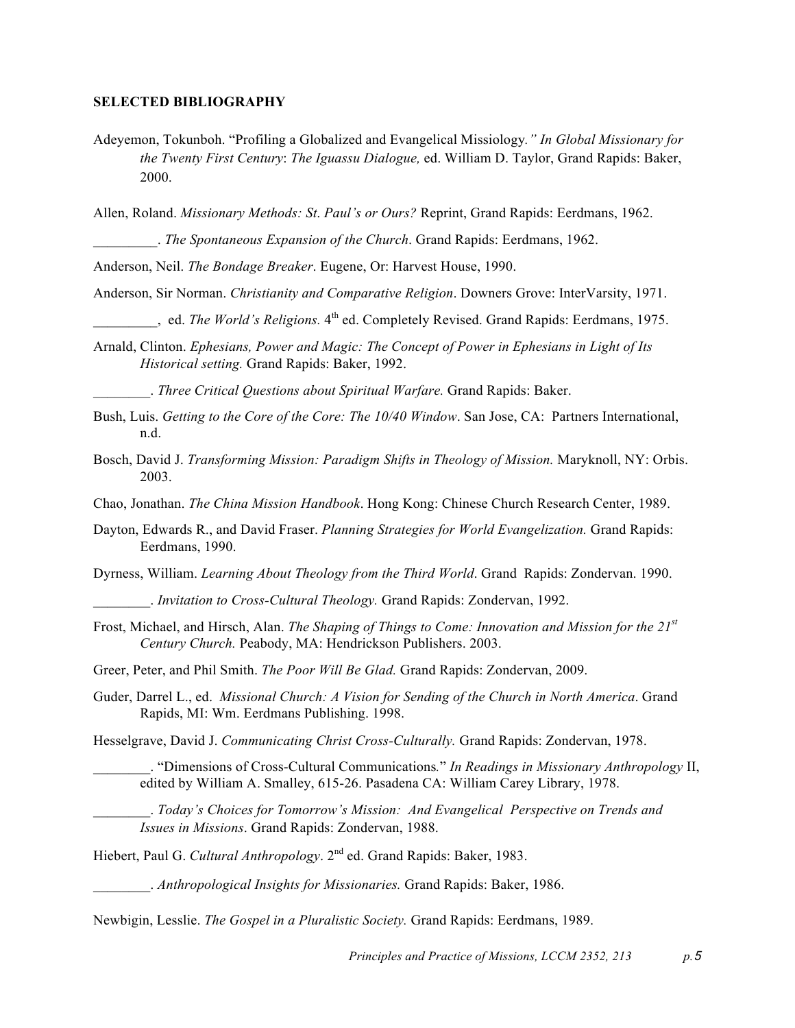**SELECTED BIBLIOGRAPHY**

Adeyemon, Tokunboh. "Profiling a Globalized and Evangelical Missiology*." In Global Missionary for the Twenty First Century*: *The Iguassu Dialogue,* ed. William D. Taylor, Grand Rapids: Baker, 2000.

Allen, Roland. *Missionary Methods: St. Paul's or Ours?* Reprint, Grand Rapids: Eerdmans, 1962.

_________. *The Spontaneous Expansion of the Church*. Grand Rapids: Eerdmans, 1962.

Anderson, Neil. *The Bondage Breaker*. Eugene, Or: Harvest House, 1990.

Anderson, Sir Norman. *Christianity and Comparative Religion*. Downers Grove: InterVarsity, 1971.

_________, ed. *The World's Religions.* 4th ed. Completely Revised. Grand Rapids: Eerdmans, 1975.

Arnald, Clinton. *Ephesians, Power and Magic: The Concept of Power in Ephesians in Light of Its Historical setting.* Grand Rapids: Baker, 1992.

________. *Three Critical Questions about Spiritual Warfare.* Grand Rapids: Baker.

Bush, Luis. *Getting to the Core of the Core: The 10/40 Window*. San Jose, CA: Partners International, n.d.

Bosch, David J. *Transforming Mission: Paradigm Shifts in Theology of Mission.* Maryknoll, NY: Orbis. 2003.

Chao, Jonathan. *The China Mission Handbook*. Hong Kong: Chinese Church Research Center, 1989.

Dayton, Edwards R., and David Fraser. *Planning Strategies for World Evangelization.* Grand Rapids: Eerdmans, 1990.

Dyrness, William. *Learning About Theology from the Third World*. Grand Rapids: Zondervan. 1990.

________. *Invitation to Cross-Cultural Theology.* Grand Rapids: Zondervan, 1992.

Frost, Michael, and Hirsch, Alan. *The Shaping of Things to Come: Innovation and Mission for the 21st Century Church.* Peabody, MA: Hendrickson Publishers. 2003.

Greer, Peter, and Phil Smith. *The Poor Will Be Glad.* Grand Rapids: Zondervan, 2009.

Guder, Darrel L., ed. *Missional Church: A Vision for Sending of the Church in North America*. Grand Rapids, MI: Wm. Eerdmans Publishing. 1998.

Hesselgrave, David J. *Communicating Christ Cross-Culturally.* Grand Rapids: Zondervan, 1978.

________. "Dimensions of Cross-Cultural Communications." *In Readings in Missionary Anthropology* II, edited by William A. Smalley, 615-26. Pasadena CA: William Carey Library, 1978.

________. *Today's Choices for Tomorrow's Mission: And Evangelical Perspective on Trends and Issues in Missions*. Grand Rapids: Zondervan, 1988.

Hiebert, Paul G. *Cultural Anthropology*. 2nd ed. Grand Rapids: Baker, 1983.

________. *Anthropological Insights for Missionaries.* Grand Rapids: Baker, 1986.

Newbigin, Lesslie. *The Gospel in a Pluralistic Society.* Grand Rapids: Eerdmans, 1989.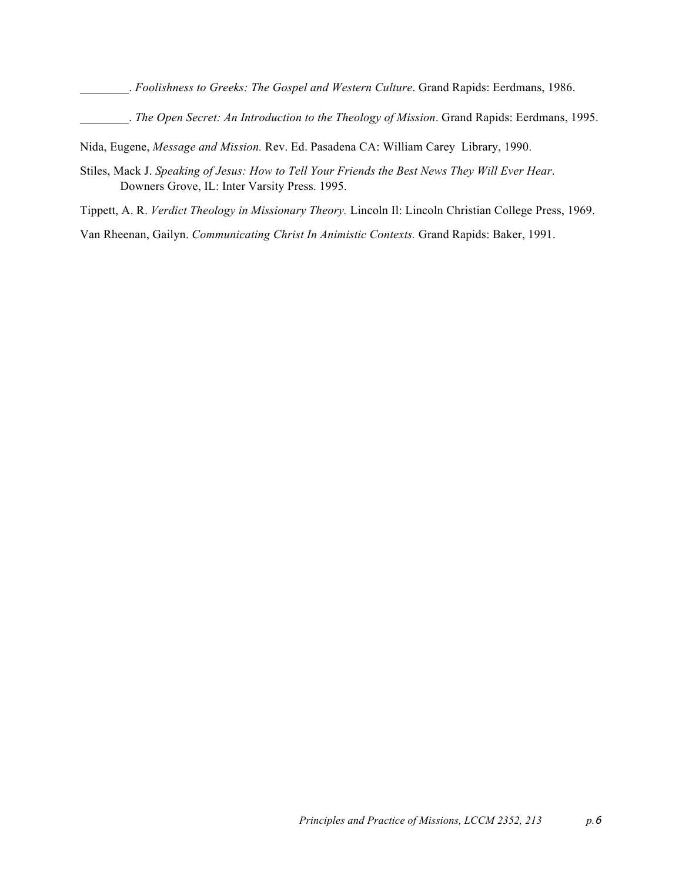________. *Foolishness to Greeks: The Gospel and Western Culture*. Grand Rapids: Eerdmans, 1986.

________. *The Open Secret: An Introduction to the Theology of Mission*. Grand Rapids: Eerdmans, 1995.

Nida, Eugene, *Message and Mission.* Rev. Ed. Pasadena CA: William Carey  Library, 1990.

Stiles, Mack J. *Speaking of Jesus: How to Tell Your Friends the Best News They Will Ever Hear*. Downers Grove, IL: Inter Varsity Press. 1995.

Tippett, A. R. *Verdict Theology in Missionary Theory.* Lincoln Il: Lincoln Christian College Press, 1969.

Van Rheenan, Gailyn. *Communicating Christ In Animistic Contexts.* Grand Rapids: Baker, 1991.